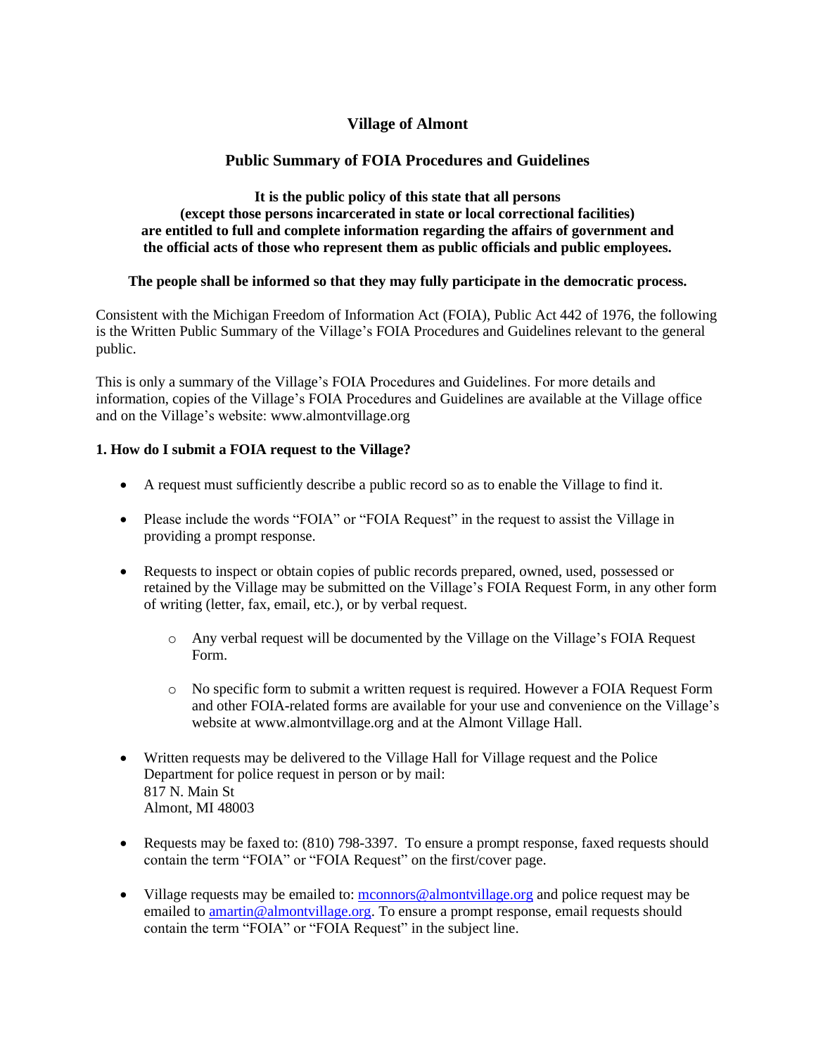# Village of Almont

## Public Summary of FOIA Procedures and Guidelines

**It is the public policy of this state that all persons**
**(except those persons incarcerated in state or local correctional facilities)**
**are entitled to full and complete information regarding the affairs of government and**
**the official acts of those who represent them as public officials and public employees.**

**The people shall be informed so that they may fully participate in the democratic process.**

Consistent with the Michigan Freedom of Information Act (FOIA), Public Act 442 of 1976, the following is the Written Public Summary of the Village's FOIA Procedures and Guidelines relevant to the general public.

This is only a summary of the Village's FOIA Procedures and Guidelines. For more details and information, copies of the Village's FOIA Procedures and Guidelines are available at the Village office and on the Village's website: www.almontvillage.org

### 1. How do I submit a FOIA request to the Village?

- A request must sufficiently describe a public record so as to enable the Village to find it.
- Please include the words "FOIA" or "FOIA Request" in the request to assist the Village in providing a prompt response.
- Requests to inspect or obtain copies of public records prepared, owned, used, possessed or retained by the Village may be submitted on the Village's FOIA Request Form, in any other form of writing (letter, fax, email, etc.), or by verbal request.
  - Any verbal request will be documented by the Village on the Village's FOIA Request Form.
  - No specific form to submit a written request is required. However a FOIA Request Form and other FOIA-related forms are available for your use and convenience on the Village's website at www.almontvillage.org and at the Almont Village Hall.
- Written requests may be delivered to the Village Hall for Village request and the Police Department for police request in person or by mail:
  817 N. Main St
  Almont, MI 48003
- Requests may be faxed to: (810) 798-3397. To ensure a prompt response, faxed requests should contain the term "FOIA" or "FOIA Request" on the first/cover page.
- Village requests may be emailed to: mconnors@almontvillage.org and police request may be emailed to amartin@almontvillage.org. To ensure a prompt response, email requests should contain the term "FOIA" or "FOIA Request" in the subject line.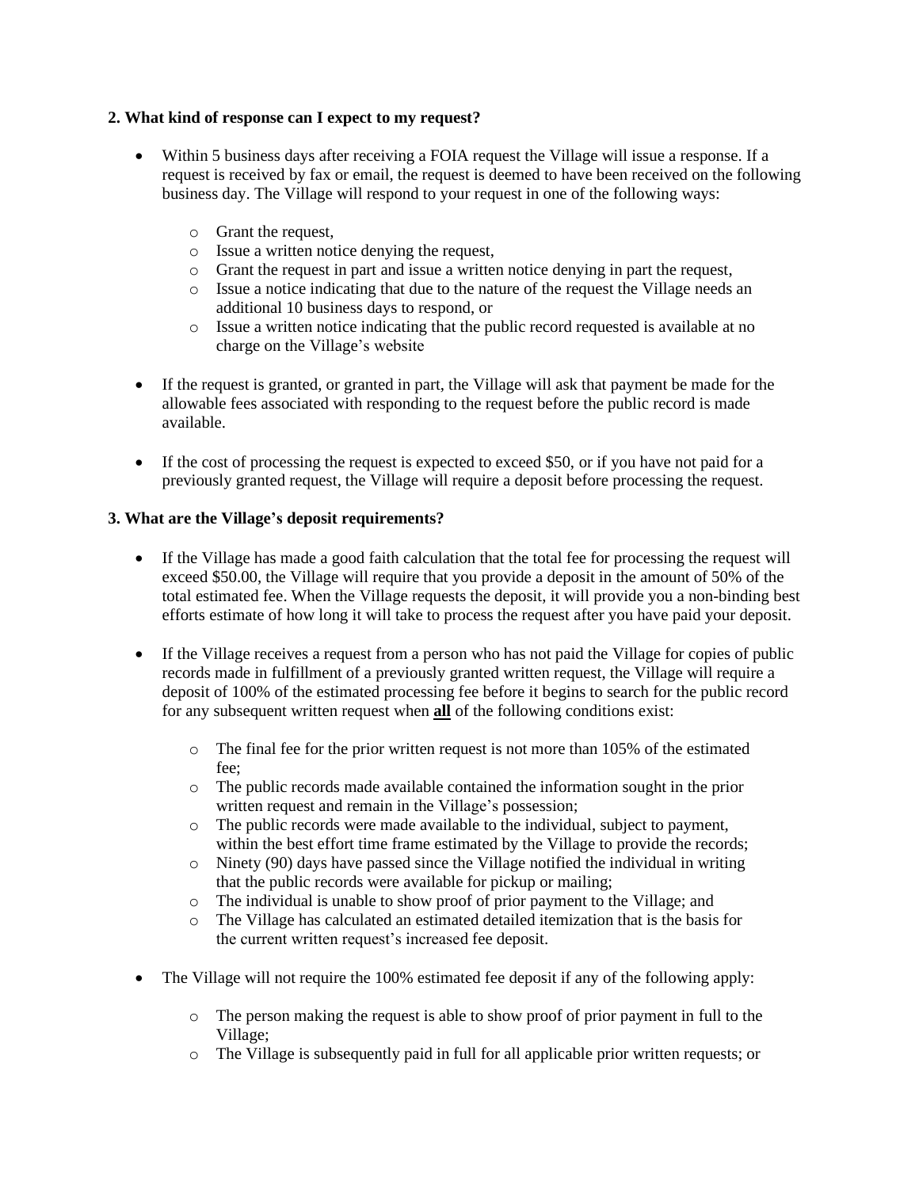**2. What kind of response can I expect to my request?**

- Within 5 business days after receiving a FOIA request the Village will issue a response. If a request is received by fax or email, the request is deemed to have been received on the following business day. The Village will respond to your request in one of the following ways:
  - Grant the request,
  - Issue a written notice denying the request,
  - Grant the request in part and issue a written notice denying in part the request,
  - Issue a notice indicating that due to the nature of the request the Village needs an additional 10 business days to respond, or
  - Issue a written notice indicating that the public record requested is available at no charge on the Village's website

- If the request is granted, or granted in part, the Village will ask that payment be made for the allowable fees associated with responding to the request before the public record is made available.

- If the cost of processing the request is expected to exceed $50, or if you have not paid for a previously granted request, the Village will require a deposit before processing the request.

**3. What are the Village's deposit requirements?**

- If the Village has made a good faith calculation that the total fee for processing the request will exceed $50.00, the Village will require that you provide a deposit in the amount of 50% of the total estimated fee. When the Village requests the deposit, it will provide you a non-binding best efforts estimate of how long it will take to process the request after you have paid your deposit.

- If the Village receives a request from a person who has not paid the Village for copies of public records made in fulfillment of a previously granted written request, the Village will require a deposit of 100% of the estimated processing fee before it begins to search for the public record for any subsequent written request when **all** of the following conditions exist:
  - The final fee for the prior written request is not more than 105% of the estimated fee;
  - The public records made available contained the information sought in the prior written request and remain in the Village's possession;
  - The public records were made available to the individual, subject to payment, within the best effort time frame estimated by the Village to provide the records;
  - Ninety (90) days have passed since the Village notified the individual in writing that the public records were available for pickup or mailing;
  - The individual is unable to show proof of prior payment to the Village; and
  - The Village has calculated an estimated detailed itemization that is the basis for the current written request's increased fee deposit.

- The Village will not require the 100% estimated fee deposit if any of the following apply:
  - The person making the request is able to show proof of prior payment in full to the Village;
  - The Village is subsequently paid in full for all applicable prior written requests; or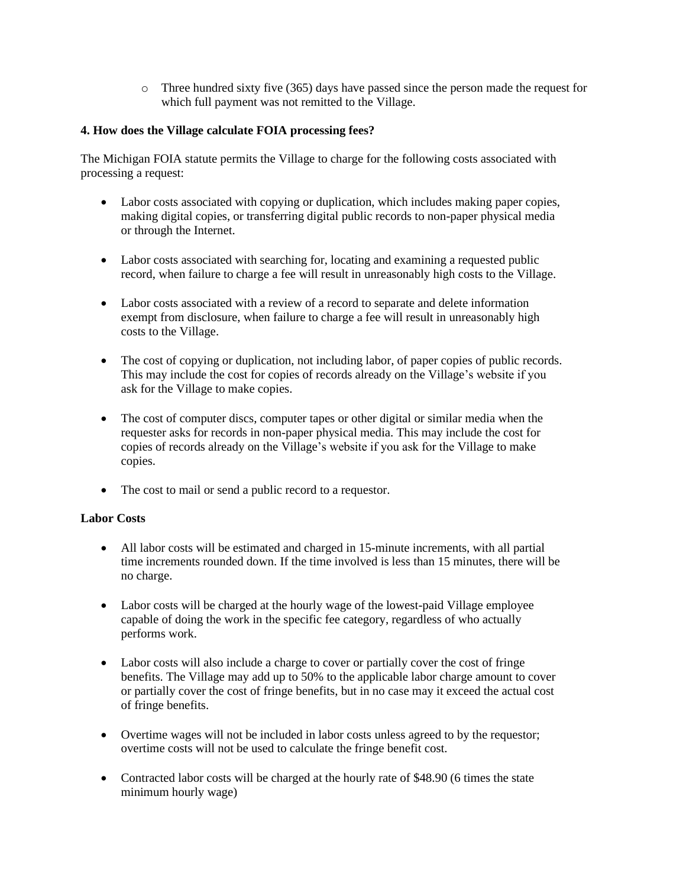- Three hundred sixty five (365) days have passed since the person made the request for which full payment was not remitted to the Village.

**4. How does the Village calculate FOIA processing fees?**

The Michigan FOIA statute permits the Village to charge for the following costs associated with processing a request:

- Labor costs associated with copying or duplication, which includes making paper copies, making digital copies, or transferring digital public records to non-paper physical media or through the Internet.

- Labor costs associated with searching for, locating and examining a requested public record, when failure to charge a fee will result in unreasonably high costs to the Village.

- Labor costs associated with a review of a record to separate and delete information exempt from disclosure, when failure to charge a fee will result in unreasonably high costs to the Village.

- The cost of copying or duplication, not including labor, of paper copies of public records. This may include the cost for copies of records already on the Village's website if you ask for the Village to make copies.

- The cost of computer discs, computer tapes or other digital or similar media when the requester asks for records in non-paper physical media. This may include the cost for copies of records already on the Village's website if you ask for the Village to make copies.

- The cost to mail or send a public record to a requestor.

**Labor Costs**

- All labor costs will be estimated and charged in 15-minute increments, with all partial time increments rounded down. If the time involved is less than 15 minutes, there will be no charge.

- Labor costs will be charged at the hourly wage of the lowest-paid Village employee capable of doing the work in the specific fee category, regardless of who actually performs work.

- Labor costs will also include a charge to cover or partially cover the cost of fringe benefits. The Village may add up to 50% to the applicable labor charge amount to cover or partially cover the cost of fringe benefits, but in no case may it exceed the actual cost of fringe benefits.

- Overtime wages will not be included in labor costs unless agreed to by the requestor; overtime costs will not be used to calculate the fringe benefit cost.

- Contracted labor costs will be charged at the hourly rate of $48.90 (6 times the state minimum hourly wage)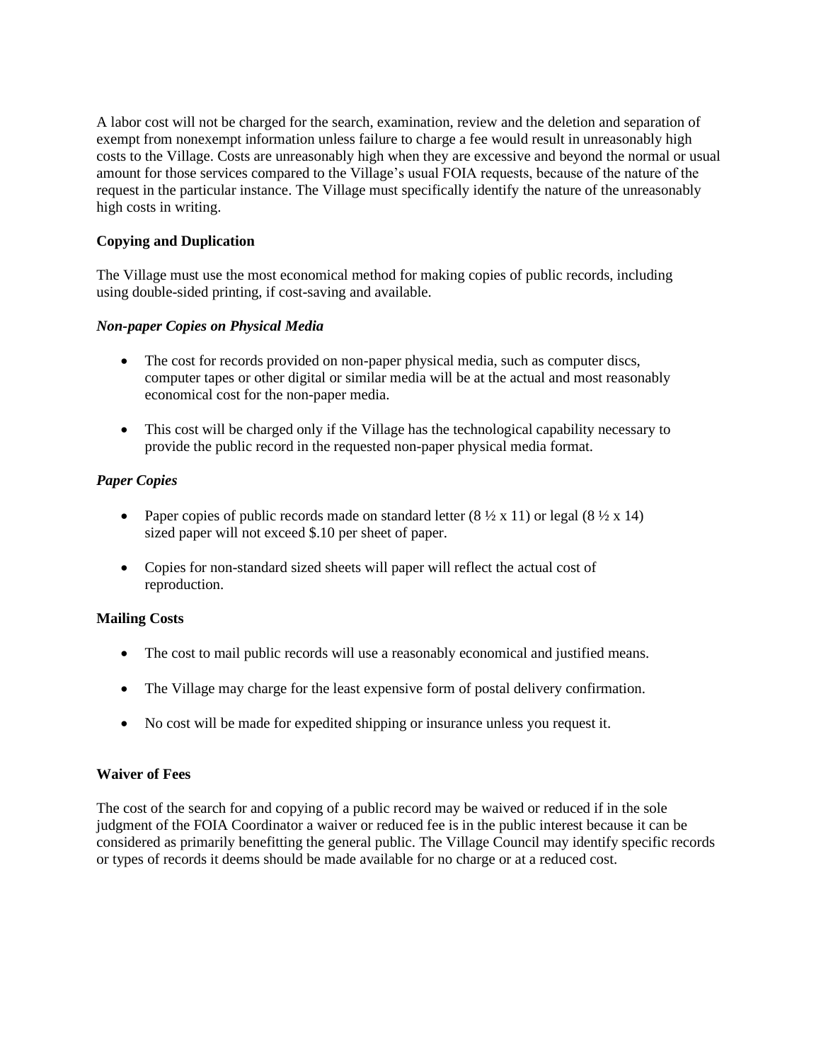A labor cost will not be charged for the search, examination, review and the deletion and separation of exempt from nonexempt information unless failure to charge a fee would result in unreasonably high costs to the Village. Costs are unreasonably high when they are excessive and beyond the normal or usual amount for those services compared to the Village's usual FOIA requests, because of the nature of the request in the particular instance. The Village must specifically identify the nature of the unreasonably high costs in writing.

**Copying and Duplication**

The Village must use the most economical method for making copies of public records, including using double-sided printing, if cost-saving and available.

***Non-paper Copies on Physical Media***

- The cost for records provided on non-paper physical media, such as computer discs, computer tapes or other digital or similar media will be at the actual and most reasonably economical cost for the non-paper media.

- This cost will be charged only if the Village has the technological capability necessary to provide the public record in the requested non-paper physical media format.

***Paper Copies***

- Paper copies of public records made on standard letter (8 ½ x 11) or legal (8 ½ x 14) sized paper will not exceed $.10 per sheet of paper.

- Copies for non-standard sized sheets will paper will reflect the actual cost of reproduction.

**Mailing Costs**

- The cost to mail public records will use a reasonably economical and justified means.

- The Village may charge for the least expensive form of postal delivery confirmation.

- No cost will be made for expedited shipping or insurance unless you request it.

**Waiver of Fees**

The cost of the search for and copying of a public record may be waived or reduced if in the sole judgment of the FOIA Coordinator a waiver or reduced fee is in the public interest because it can be considered as primarily benefitting the general public. The Village Council may identify specific records or types of records it deems should be made available for no charge or at a reduced cost.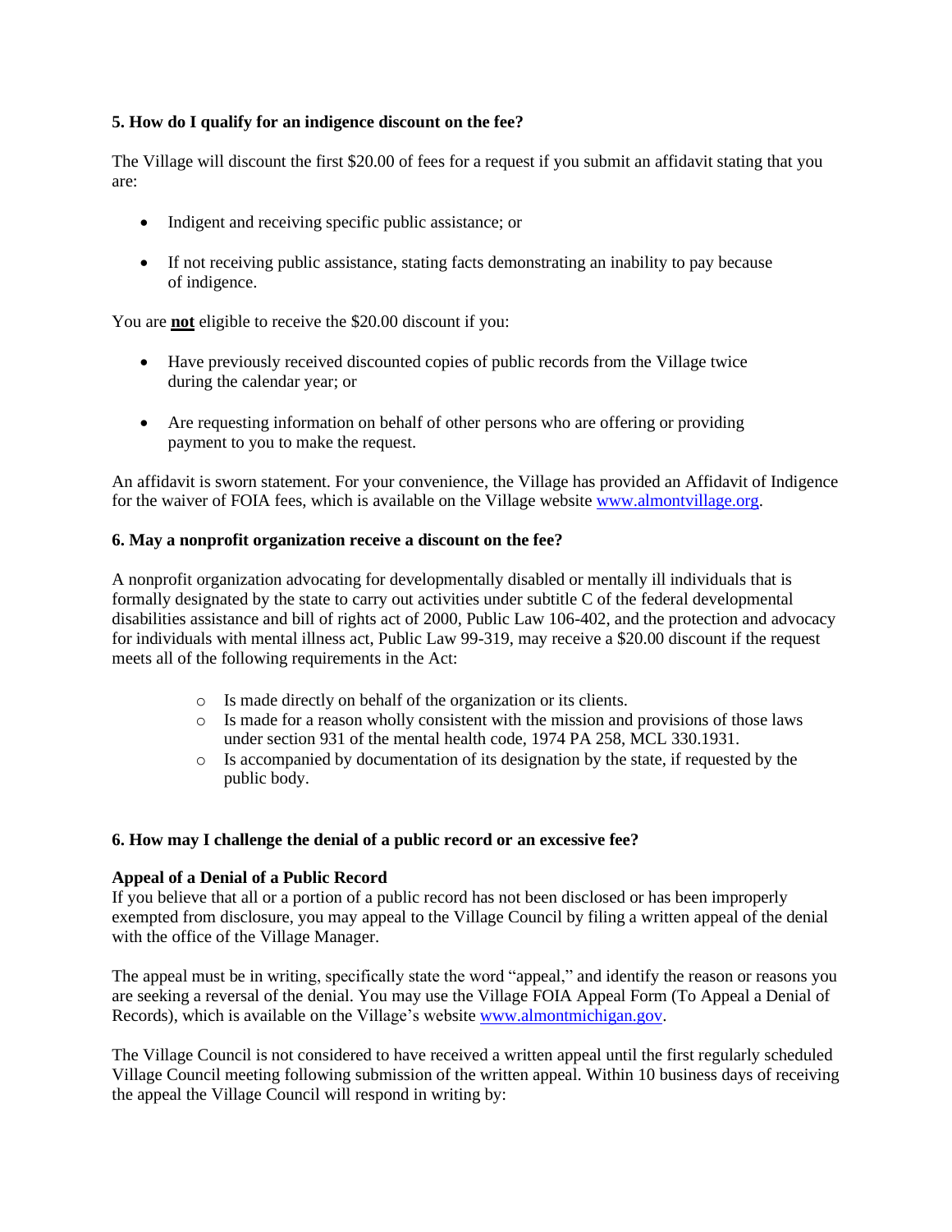**5. How do I qualify for an indigence discount on the fee?**

The Village will discount the first $20.00 of fees for a request if you submit an affidavit stating that you are:

- Indigent and receiving specific public assistance; or
- If not receiving public assistance, stating facts demonstrating an inability to pay because of indigence.

You are **not** eligible to receive the $20.00 discount if you:

- Have previously received discounted copies of public records from the Village twice during the calendar year; or
- Are requesting information on behalf of other persons who are offering or providing payment to you to make the request.

An affidavit is sworn statement. For your convenience, the Village has provided an Affidavit of Indigence for the waiver of FOIA fees, which is available on the Village website www.almontvillage.org.

**6. May a nonprofit organization receive a discount on the fee?**

A nonprofit organization advocating for developmentally disabled or mentally ill individuals that is formally designated by the state to carry out activities under subtitle C of the federal developmental disabilities assistance and bill of rights act of 2000, Public Law 106-402, and the protection and advocacy for individuals with mental illness act, Public Law 99-319, may receive a $20.00 discount if the request meets all of the following requirements in the Act:

- Is made directly on behalf of the organization or its clients.
- Is made for a reason wholly consistent with the mission and provisions of those laws under section 931 of the mental health code, 1974 PA 258, MCL 330.1931.
- Is accompanied by documentation of its designation by the state, if requested by the public body.

**6. How may I challenge the denial of a public record or an excessive fee?**

**Appeal of a Denial of a Public Record**

If you believe that all or a portion of a public record has not been disclosed or has been improperly exempted from disclosure, you may appeal to the Village Council by filing a written appeal of the denial with the office of the Village Manager.

The appeal must be in writing, specifically state the word "appeal," and identify the reason or reasons you are seeking a reversal of the denial. You may use the Village FOIA Appeal Form (To Appeal a Denial of Records), which is available on the Village's website www.almontmichigan.gov.

The Village Council is not considered to have received a written appeal until the first regularly scheduled Village Council meeting following submission of the written appeal. Within 10 business days of receiving the appeal the Village Council will respond in writing by: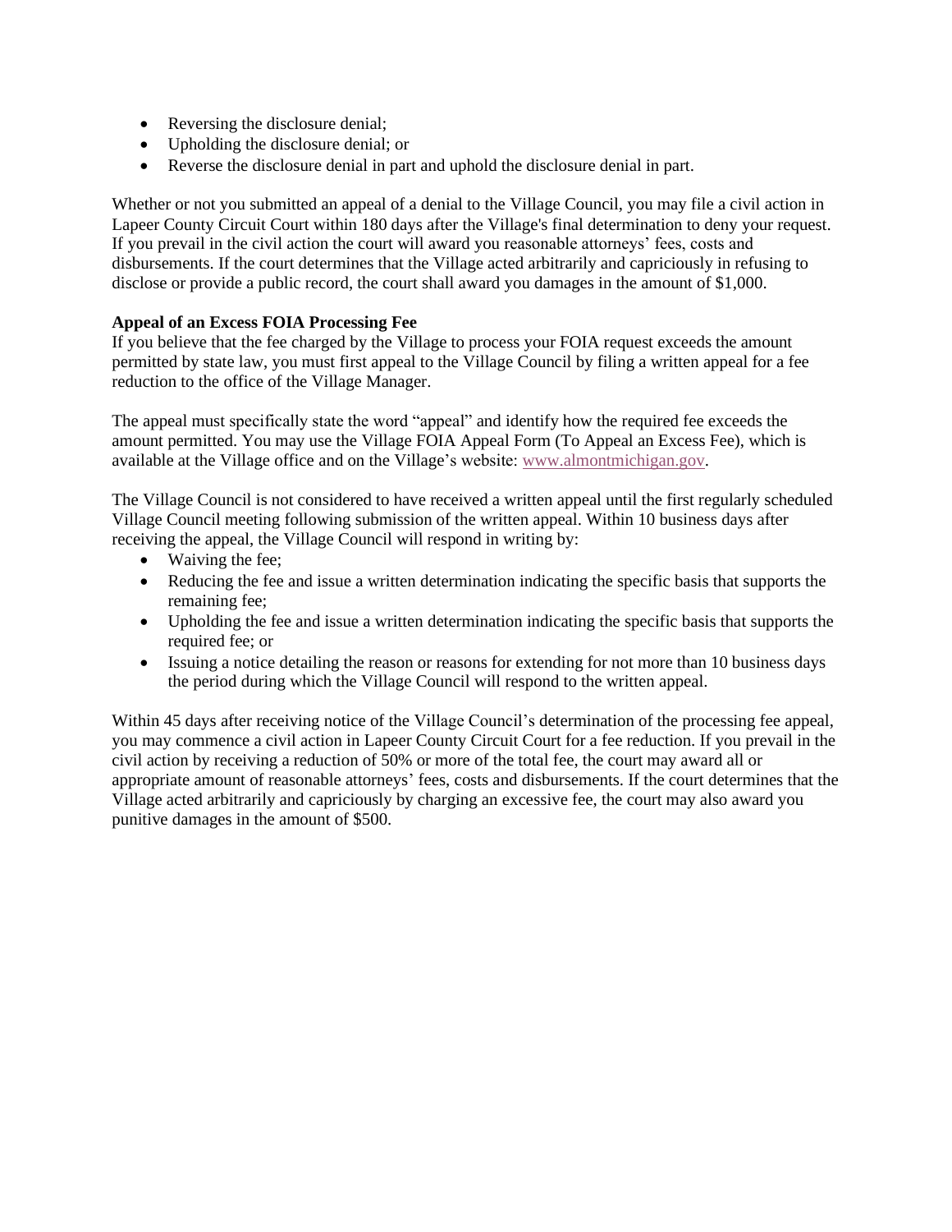- Reversing the disclosure denial;
- Upholding the disclosure denial; or
- Reverse the disclosure denial in part and uphold the disclosure denial in part.

Whether or not you submitted an appeal of a denial to the Village Council, you may file a civil action in Lapeer County Circuit Court within 180 days after the Village's final determination to deny your request. If you prevail in the civil action the court will award you reasonable attorneys' fees, costs and disbursements. If the court determines that the Village acted arbitrarily and capriciously in refusing to disclose or provide a public record, the court shall award you damages in the amount of $1,000.

**Appeal of an Excess FOIA Processing Fee**

If you believe that the fee charged by the Village to process your FOIA request exceeds the amount permitted by state law, you must first appeal to the Village Council by filing a written appeal for a fee reduction to the office of the Village Manager.

The appeal must specifically state the word "appeal" and identify how the required fee exceeds the amount permitted. You may use the Village FOIA Appeal Form (To Appeal an Excess Fee), which is available at the Village office and on the Village's website: www.almontmichigan.gov.

The Village Council is not considered to have received a written appeal until the first regularly scheduled Village Council meeting following submission of the written appeal. Within 10 business days after receiving the appeal, the Village Council will respond in writing by:

- Waiving the fee;
- Reducing the fee and issue a written determination indicating the specific basis that supports the remaining fee;
- Upholding the fee and issue a written determination indicating the specific basis that supports the required fee; or
- Issuing a notice detailing the reason or reasons for extending for not more than 10 business days the period during which the Village Council will respond to the written appeal.

Within 45 days after receiving notice of the Village Council's determination of the processing fee appeal, you may commence a civil action in Lapeer County Circuit Court for a fee reduction. If you prevail in the civil action by receiving a reduction of 50% or more of the total fee, the court may award all or appropriate amount of reasonable attorneys' fees, costs and disbursements. If the court determines that the Village acted arbitrarily and capriciously by charging an excessive fee, the court may also award you punitive damages in the amount of $500.